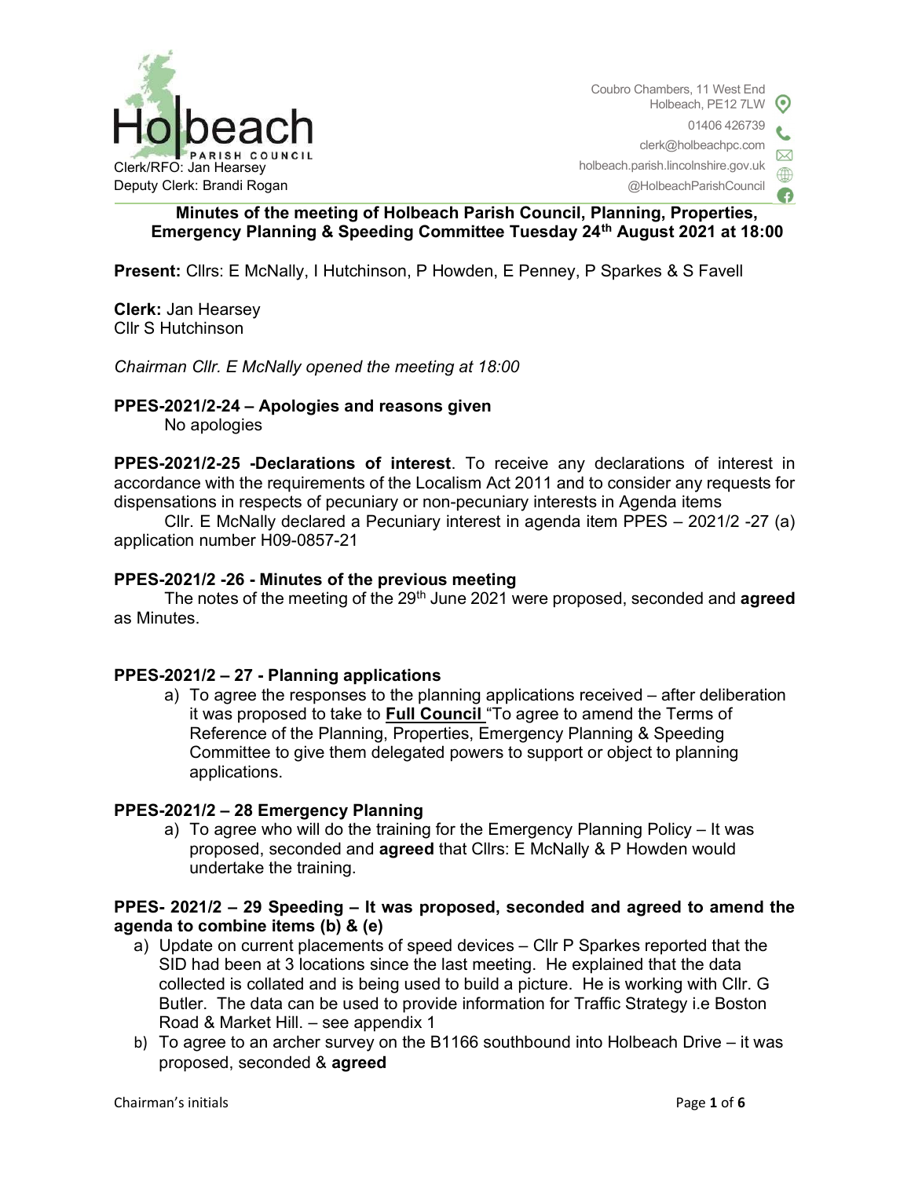Holbeach PARISH COUNCIL

Clerk/RFO: Jan Hearsey
Deputy Clerk: Brandi Rogan

Coubro Chambers, 11 West End
Holbeach, PE12 7LW
01406 426739
clerk@holbeachpc.com
holbeach.parish.lincolnshire.gov.uk
@HolbeachParishCouncil

**Minutes of the meeting of Holbeach Parish Council, Planning, Properties, Emergency Planning & Speeding Committee Tuesday 24th August 2021 at 18:00**

**Present:** Cllrs: E McNally, I Hutchinson, P Howden, E Penney, P Sparkes & S Favell

**Clerk:** Jan Hearsey
Cllr S Hutchinson

*Chairman Cllr. E McNally opened the meeting at 18:00*

**PPES-2021/2-24 – Apologies and reasons given**

No apologies

**PPES-2021/2-25 -Declarations of interest**. To receive any declarations of interest in accordance with the requirements of the Localism Act 2011 and to consider any requests for dispensations in respects of pecuniary or non-pecuniary interests in Agenda items

Cllr. E McNally declared a Pecuniary interest in agenda item PPES – 2021/2 -27 (a) application number H09-0857-21

**PPES-2021/2 -26 - Minutes of the previous meeting**

The notes of the meeting of the 29th June 2021 were proposed, seconded and **agreed** as Minutes.

**PPES-2021/2 – 27 - Planning applications**

a) To agree the responses to the planning applications received – after deliberation it was proposed to take to **Full Council** "To agree to amend the Terms of Reference of the Planning, Properties, Emergency Planning & Speeding Committee to give them delegated powers to support or object to planning applications.

**PPES-2021/2 – 28 Emergency Planning**

a) To agree who will do the training for the Emergency Planning Policy – It was proposed, seconded and **agreed** that Cllrs: E McNally & P Howden would undertake the training.

**PPES- 2021/2 – 29 Speeding – It was proposed, seconded and agreed to amend the agenda to combine items (b) & (e)**

a) Update on current placements of speed devices – Cllr P Sparkes reported that the SID had been at 3 locations since the last meeting. He explained that the data collected is collated and is being used to build a picture. He is working with Cllr. G Butler. The data can be used to provide information for Traffic Strategy i.e Boston Road & Market Hill. – see appendix 1
b) To agree to an archer survey on the B1166 southbound into Holbeach Drive – it was proposed, seconded & **agreed**

Chairman's initials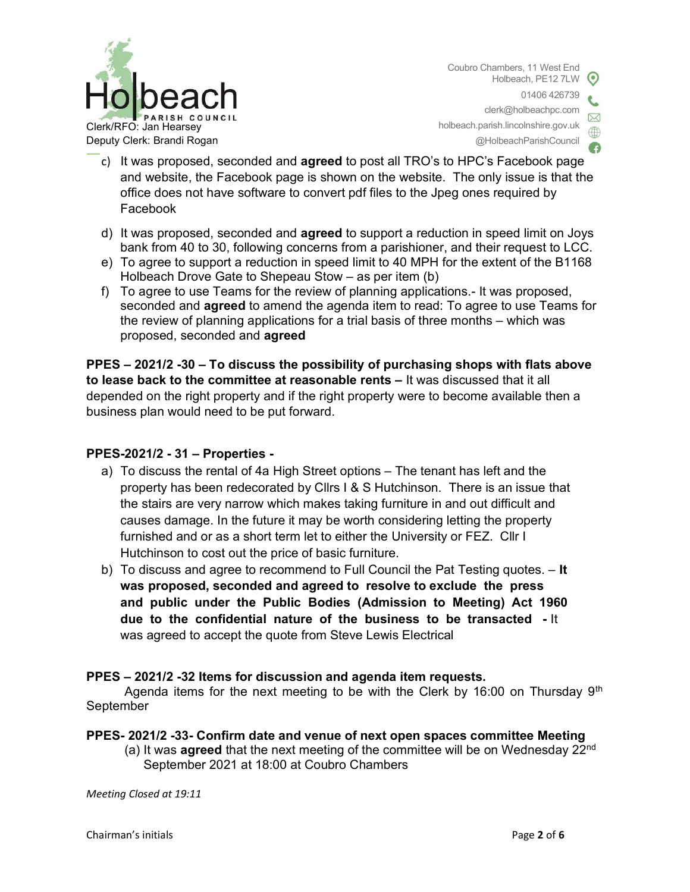c) It was proposed, seconded and **agreed** to post all TRO's to HPC's Facebook page and website, the Facebook page is shown on the website. The only issue is that the office does not have software to convert pdf files to the Jpeg ones required by Facebook

d) It was proposed, seconded and **agreed** to support a reduction in speed limit on Joys bank from 40 to 30, following concerns from a parishioner, and their request to LCC.

e) To agree to support a reduction in speed limit to 40 MPH for the extent of the B1168 Holbeach Drove Gate to Shepeau Stow – as per item (b)

f) To agree to use Teams for the review of planning applications.- It was proposed, seconded and **agreed** to amend the agenda item to read: To agree to use Teams for the review of planning applications for a trial basis of three months – which was proposed, seconded and **agreed**

**PPES – 2021/2 -30 – To discuss the possibility of purchasing shops with flats above to lease back to the committee at reasonable rents –** It was discussed that it all depended on the right property and if the right property were to become available then a business plan would need to be put forward.

**PPES-2021/2 - 31 – Properties -**

a) To discuss the rental of 4a High Street options – The tenant has left and the property has been redecorated by Cllrs I & S Hutchinson. There is an issue that the stairs are very narrow which makes taking furniture in and out difficult and causes damage. In the future it may be worth considering letting the property furnished and or as a short term let to either the University or FEZ. Cllr I Hutchinson to cost out the price of basic furniture.

b) To discuss and agree to recommend to Full Council the Pat Testing quotes. – **It was proposed, seconded and agreed to resolve to exclude the press and public under the Public Bodies (Admission to Meeting) Act 1960 due to the confidential nature of the business to be transacted -** It was agreed to accept the quote from Steve Lewis Electrical

**PPES – 2021/2 -32 Items for discussion and agenda item requests.**

Agenda items for the next meeting to be with the Clerk by 16:00 on Thursday 9th September

**PPES- 2021/2 -33- Confirm date and venue of next open spaces committee Meeting**

(a) It was **agreed** that the next meeting of the committee will be on Wednesday 22nd September 2021 at 18:00 at Coubro Chambers

*Meeting Closed at 19:11*

Chairman's initials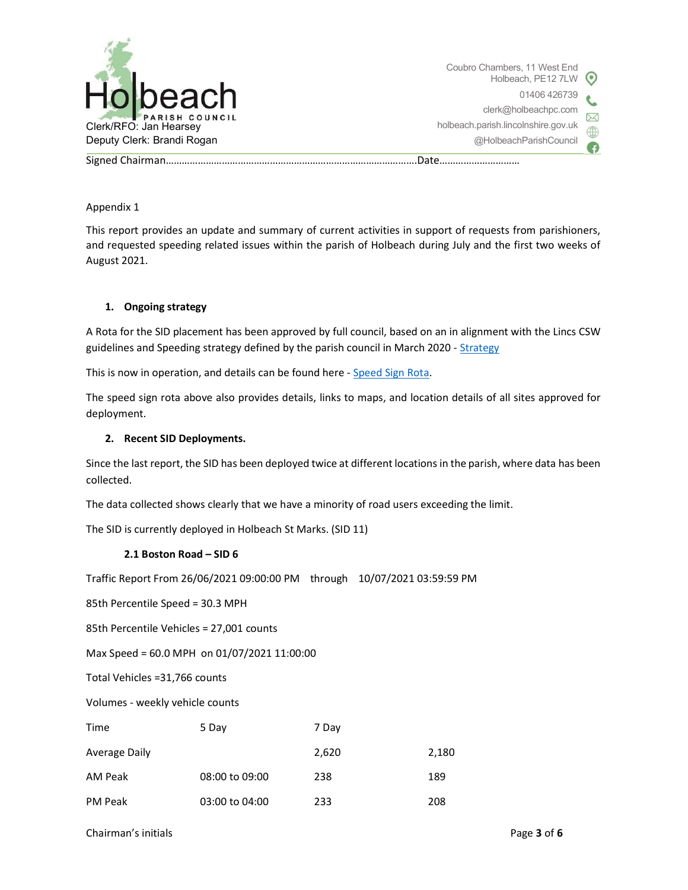Appendix 1

This report provides an update and summary of current activities in support of requests from parishioners, and requested speeding related issues within the parish of Holbeach during July and the first two weeks of August 2021.

1. **Ongoing strategy**

A Rota for the SID placement has been approved by full council, based on an in alignment with the Lincs CSW guidelines and Speeding strategy defined by the parish council in March 2020 - [Strategy]

This is now in operation, and details can be found here - [Speed Sign Rota].

The speed sign rota above also provides details, links to maps, and location details of all sites approved for deployment.

2. **Recent SID Deployments.**

Since the last report, the SID has been deployed twice at different locations in the parish, where data has been collected.

The data collected shows clearly that we have a minority of road users exceeding the limit.

The SID is currently deployed in Holbeach St Marks. (SID 11)

**2.1 Boston Road – SID 6**

Traffic Report From 26/06/2021 09:00:00 PM through 10/07/2021 03:59:59 PM

85th Percentile Speed = 30.3 MPH

85th Percentile Vehicles = 27,001 counts

Max Speed = 60.0 MPH on 01/07/2021 11:00:00

Total Vehicles =31,766 counts

Volumes - weekly vehicle counts

| Time | 5 Day | 7 Day | |
|---|---|---|---|
| Average Daily | | 2,620 | 2,180 |
| AM Peak | 08:00 to 09:00 | 238 | 189 |
| PM Peak | 03:00 to 04:00 | 233 | 208 |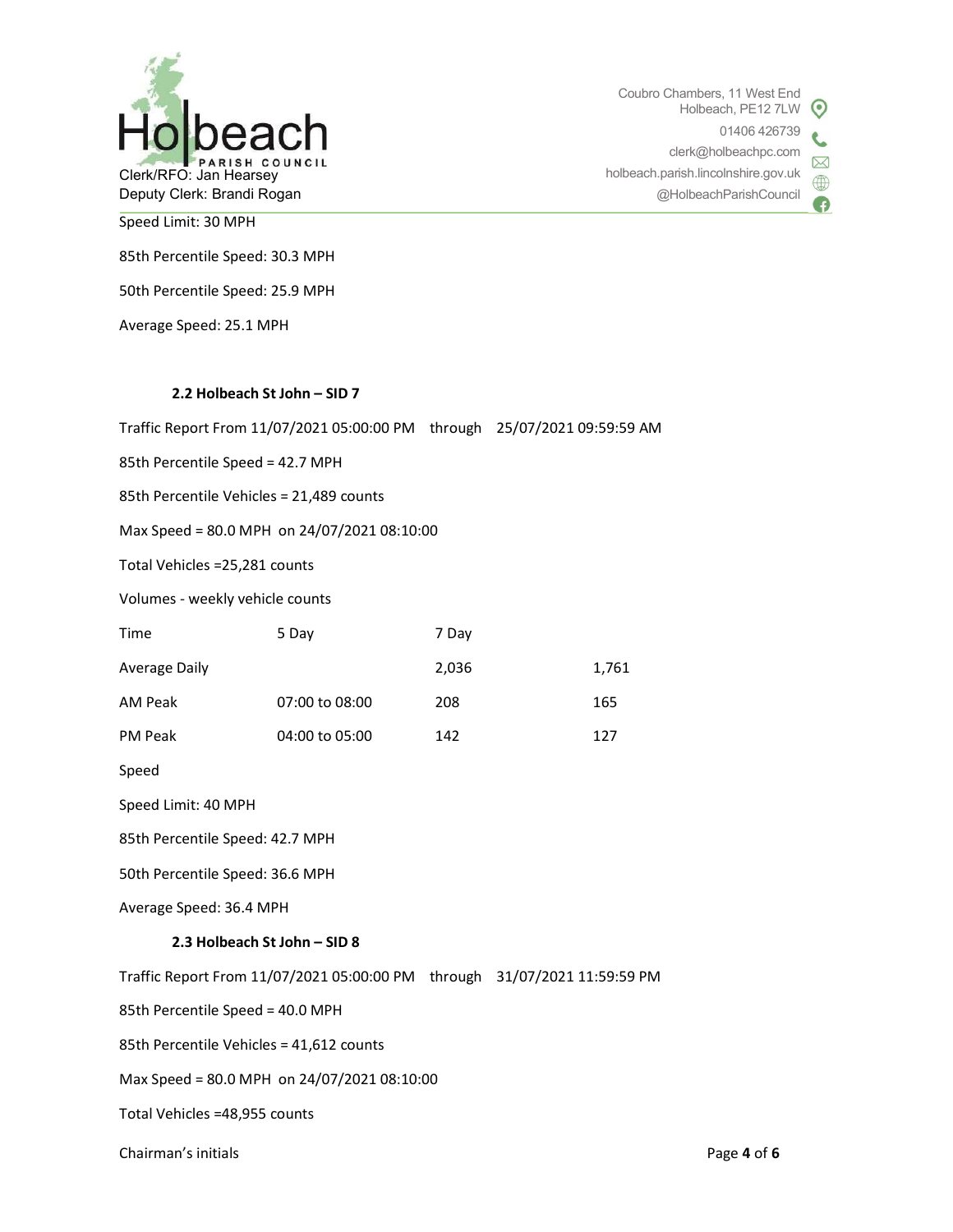Speed Limit: 30 MPH

85th Percentile Speed: 30.3 MPH

50th Percentile Speed: 25.9 MPH

Average Speed: 25.1 MPH

### 2.2 Holbeach St John – SID 7

Traffic Report From 11/07/2021 05:00:00 PM through 25/07/2021 09:59:59 AM

85th Percentile Speed = 42.7 MPH

85th Percentile Vehicles = 21,489 counts

Max Speed = 80.0 MPH on 24/07/2021 08:10:00

Total Vehicles =25,281 counts

Volumes - weekly vehicle counts

| Time | 5 Day | 7 Day | |
|---|---|---|---|
| Average Daily | | 2,036 | 1,761 |
| AM Peak | 07:00 to 08:00 | 208 | 165 |
| PM Peak | 04:00 to 05:00 | 142 | 127 |

Speed

Speed Limit: 40 MPH

85th Percentile Speed: 42.7 MPH

50th Percentile Speed: 36.6 MPH

Average Speed: 36.4 MPH

### 2.3 Holbeach St John – SID 8

Traffic Report From 11/07/2021 05:00:00 PM through 31/07/2021 11:59:59 PM

85th Percentile Speed = 40.0 MPH

85th Percentile Vehicles = 41,612 counts

Max Speed = 80.0 MPH on 24/07/2021 08:10:00

Total Vehicles =48,955 counts

Chairman's initials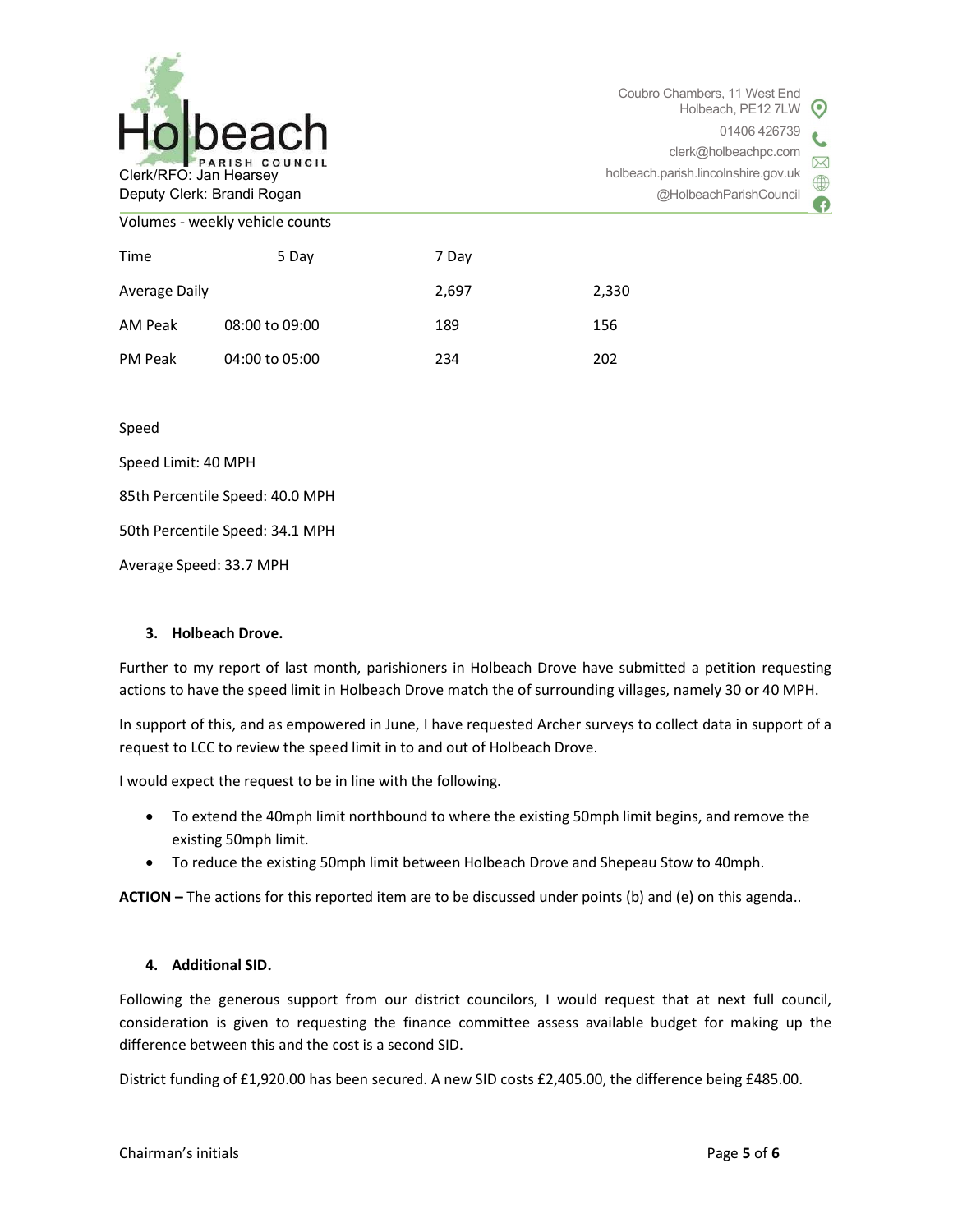Volumes - weekly vehicle counts

| Time | | 5 Day | 7 Day |
| --- | --- | --- | --- |
| Average Daily | | 2,697 | 2,330 |
| AM Peak | 08:00 to 09:00 | 189 | 156 |
| PM Peak | 04:00 to 05:00 | 234 | 202 |

Speed

Speed Limit: 40 MPH

85th Percentile Speed: 40.0 MPH

50th Percentile Speed: 34.1 MPH

Average Speed: 33.7 MPH

### 3. Holbeach Drove.

Further to my report of last month, parishioners in Holbeach Drove have submitted a petition requesting actions to have the speed limit in Holbeach Drove match the of surrounding villages, namely 30 or 40 MPH.

In support of this, and as empowered in June, I have requested Archer surveys to collect data in support of a request to LCC to review the speed limit in to and out of Holbeach Drove.

I would expect the request to be in line with the following.

- To extend the 40mph limit northbound to where the existing 50mph limit begins, and remove the existing 50mph limit.
- To reduce the existing 50mph limit between Holbeach Drove and Shepeau Stow to 40mph.

**ACTION –** The actions for this reported item are to be discussed under points (b) and (e) on this agenda..

### 4. Additional SID.

Following the generous support from our district councilors, I would request that at next full council, consideration is given to requesting the finance committee assess available budget for making up the difference between this and the cost is a second SID.

District funding of £1,920.00 has been secured. A new SID costs £2,405.00, the difference being £485.00.

Chairman's initials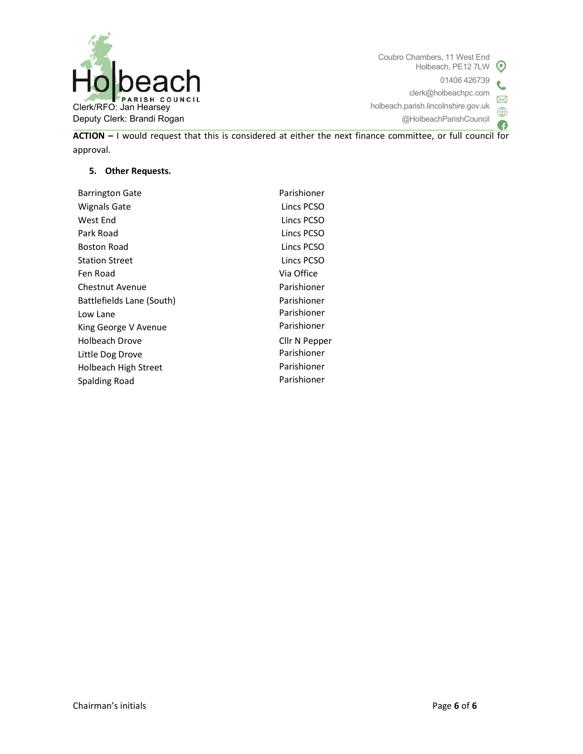**ACTION –** I would request that this is considered at either the next finance committee, or full council for approval.

5. **Other Requests.**

| | |
|---|---|
| Barrington Gate | Parishioner |
| Wignals Gate | Lincs PCSO |
| West End | Lincs PCSO |
| Park Road | Lincs PCSO |
| Boston Road | Lincs PCSO |
| Station Street | Lincs PCSO |
| Fen Road | Via Office |
| Chestnut Avenue | Parishioner |
| Battlefields Lane (South) | Parishioner |
| Low Lane | Parishioner |
| King George V Avenue | Parishioner |
| Holbeach Drove | Cllr N Pepper |
| Little Dog Drove | Parishioner |
| Holbeach High Street | Parishioner |
| Spalding Road | Parishioner |

Chairman's initials